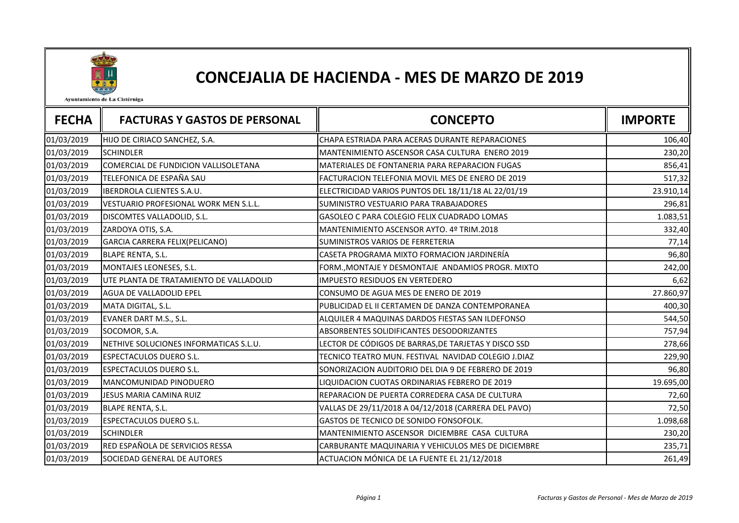# CONCEJALIA DE HACIENDA - MES DE MARZO DE 2019

Ayuntamiento de La Cistérniga

| FECHA | FACTURAS Y GASTOS DE PERSONAL | CONCEPTO | IMPORTE |
|---|---|---|---|
| 01/03/2019 | HIJO DE CIRIACO SANCHEZ, S.A. | CHAPA ESTRIADA PARA ACERAS DURANTE REPARACIONES | 106,40 |
| 01/03/2019 | SCHINDLER | MANTENIMIENTO ASCENSOR CASA CULTURA ENERO 2019 | 230,20 |
| 01/03/2019 | COMERCIAL DE FUNDICION VALLISOLETANA | MATERIALES DE FONTANERIA PARA REPARACION FUGAS | 856,41 |
| 01/03/2019 | TELEFONICA DE ESPAÑA SAU | FACTURACION TELEFONIA MOVIL MES DE ENERO DE 2019 | 517,32 |
| 01/03/2019 | IBERDROLA CLIENTES S.A.U. | ELECTRICIDAD VARIOS PUNTOS DEL 18/11/18 AL 22/01/19 | 23.910,14 |
| 01/03/2019 | VESTUARIO PROFESIONAL WORK MEN S.L.L. | SUMINISTRO VESTUARIO PARA TRABAJADORES | 296,81 |
| 01/03/2019 | DISCOMTES VALLADOLID, S.L. | GASOLEO C PARA COLEGIO FELIX CUADRADO LOMAS | 1.083,51 |
| 01/03/2019 | ZARDOYA OTIS, S.A. | MANTENIMIENTO ASCENSOR AYTO. 4º TRIM.2018 | 332,40 |
| 01/03/2019 | GARCIA CARRERA FELIX(PELICANO) | SUMINISTROS VARIOS DE FERRETERIA | 77,14 |
| 01/03/2019 | BLAPE RENTA, S.L. | CASETA PROGRAMA MIXTO FORMACION JARDINERÍA | 96,80 |
| 01/03/2019 | MONTAJES LEONESES, S.L. | FORM.,MONTAJE Y DESMONTAJE ANDAMIOS PROGR. MIXTO | 242,00 |
| 01/03/2019 | UTE PLANTA DE TRATAMIENTO DE VALLADOLID | IMPUESTO RESIDUOS EN VERTEDERO | 6,62 |
| 01/03/2019 | AGUA DE VALLADOLID EPEL | CONSUMO DE AGUA MES DE ENERO DE 2019 | 27.860,97 |
| 01/03/2019 | MATA DIGITAL, S.L. | PUBLICIDAD EL II CERTAMEN DE DANZA CONTEMPORANEA | 400,30 |
| 01/03/2019 | EVANER DART M.S., S.L. | ALQUILER 4 MAQUINAS DARDOS FIESTAS SAN ILDEFONSO | 544,50 |
| 01/03/2019 | SOCOMOR, S.A. | ABSORBENTES SOLIDIFICANTES DESODORIZANTES | 757,94 |
| 01/03/2019 | NETHIVE SOLUCIONES INFORMATICAS S.L.U. | LECTOR DE CÓDIGOS DE BARRAS,DE TARJETAS Y DISCO SSD | 278,66 |
| 01/03/2019 | ESPECTACULOS DUERO S.L. | TECNICO TEATRO MUN. FESTIVAL NAVIDAD COLEGIO J.DIAZ | 229,90 |
| 01/03/2019 | ESPECTACULOS DUERO S.L. | SONORIZACION AUDITORIO DEL DIA 9 DE FEBRERO DE 2019 | 96,80 |
| 01/03/2019 | MANCOMUNIDAD PINODUERO | LIQUIDACION CUOTAS ORDINARIAS FEBRERO DE 2019 | 19.695,00 |
| 01/03/2019 | JESUS MARIA CAMINA RUIZ | REPARACION DE PUERTA CORREDERA CASA DE CULTURA | 72,60 |
| 01/03/2019 | BLAPE RENTA, S.L. | VALLAS DE 29/11/2018 A 04/12/2018 (CARRERA DEL PAVO) | 72,50 |
| 01/03/2019 | ESPECTACULOS DUERO S.L. | GASTOS DE TECNICO DE SONIDO FONSOFOLK. | 1.098,68 |
| 01/03/2019 | SCHINDLER | MANTENIMIENTO ASCENSOR DICIEMBRE CASA CULTURA | 230,20 |
| 01/03/2019 | RED ESPAÑOLA DE SERVICIOS RESSA | CARBURANTE MAQUINARIA Y VEHICULOS MES DE DICIEMBRE | 235,71 |
| 01/03/2019 | SOCIEDAD GENERAL DE AUTORES | ACTUACION MÓNICA DE LA FUENTE EL 21/12/2018 | 261,49 |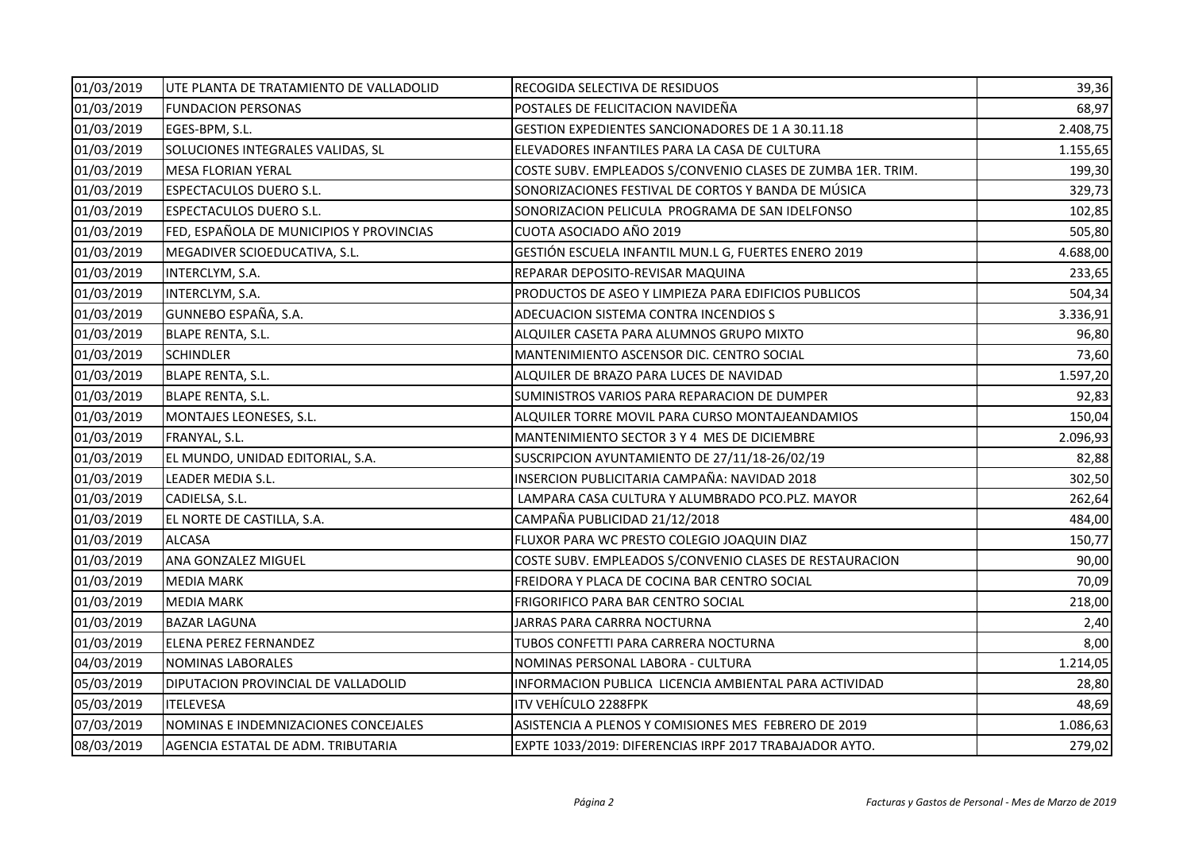| | | | |
|---|---|---|---|
| 01/03/2019 | UTE PLANTA DE TRATAMIENTO DE VALLADOLID | RECOGIDA SELECTIVA DE RESIDUOS | 39,36 |
| 01/03/2019 | FUNDACION PERSONAS | POSTALES DE FELICITACION NAVIDEÑA | 68,97 |
| 01/03/2019 | EGES-BPM, S.L. | GESTION EXPEDIENTES SANCIONADORES DE 1 A 30.11.18 | 2.408,75 |
| 01/03/2019 | SOLUCIONES INTEGRALES VALIDAS, SL | ELEVADORES INFANTILES PARA LA CASA DE CULTURA | 1.155,65 |
| 01/03/2019 | MESA FLORIAN YERAL | COSTE SUBV. EMPLEADOS S/CONVENIO CLASES DE ZUMBA 1ER. TRIM. | 199,30 |
| 01/03/2019 | ESPECTACULOS DUERO S.L. | SONORIZACIONES FESTIVAL DE CORTOS Y BANDA DE MÚSICA | 329,73 |
| 01/03/2019 | ESPECTACULOS DUERO S.L. | SONORIZACION PELICULA PROGRAMA DE SAN IDELFONSO | 102,85 |
| 01/03/2019 | FED, ESPAÑOLA DE MUNICIPIOS Y PROVINCIAS | CUOTA ASOCIADO AÑO 2019 | 505,80 |
| 01/03/2019 | MEGADIVER SCIOEDUCATIVA, S.L. | GESTIÓN ESCUELA INFANTIL MUN.L G, FUERTES ENERO 2019 | 4.688,00 |
| 01/03/2019 | INTERCLYM, S.A. | REPARAR DEPOSITO-REVISAR MAQUINA | 233,65 |
| 01/03/2019 | INTERCLYM, S.A. | PRODUCTOS DE ASEO Y LIMPIEZA PARA EDIFICIOS PUBLICOS | 504,34 |
| 01/03/2019 | GUNNEBO ESPAÑA, S.A. | ADECUACION SISTEMA CONTRA INCENDIOS S | 3.336,91 |
| 01/03/2019 | BLAPE RENTA, S.L. | ALQUILER CASETA PARA ALUMNOS GRUPO MIXTO | 96,80 |
| 01/03/2019 | SCHINDLER | MANTENIMIENTO ASCENSOR DIC. CENTRO SOCIAL | 73,60 |
| 01/03/2019 | BLAPE RENTA, S.L. | ALQUILER DE BRAZO PARA LUCES DE NAVIDAD | 1.597,20 |
| 01/03/2019 | BLAPE RENTA, S.L. | SUMINISTROS VARIOS PARA REPARACION DE DUMPER | 92,83 |
| 01/03/2019 | MONTAJES LEONESES, S.L. | ALQUILER TORRE MOVIL PARA CURSO MONTAJEANDAMIOS | 150,04 |
| 01/03/2019 | FRANYAL, S.L. | MANTENIMIENTO SECTOR 3 Y 4 MES DE DICIEMBRE | 2.096,93 |
| 01/03/2019 | EL MUNDO, UNIDAD EDITORIAL, S.A. | SUSCRIPCION AYUNTAMIENTO DE 27/11/18-26/02/19 | 82,88 |
| 01/03/2019 | LEADER MEDIA S.L. | INSERCION PUBLICITARIA CAMPAÑA: NAVIDAD 2018 | 302,50 |
| 01/03/2019 | CADIELSA, S.L. | LAMPARA CASA CULTURA Y ALUMBRADO PCO.PLZ. MAYOR | 262,64 |
| 01/03/2019 | EL NORTE DE CASTILLA, S.A. | CAMPAÑA PUBLICIDAD 21/12/2018 | 484,00 |
| 01/03/2019 | ALCASA | FLUXOR PARA WC PRESTO COLEGIO JOAQUIN DIAZ | 150,77 |
| 01/03/2019 | ANA GONZALEZ MIGUEL | COSTE SUBV. EMPLEADOS S/CONVENIO CLASES DE RESTAURACION | 90,00 |
| 01/03/2019 | MEDIA MARK | FREIDORA Y PLACA DE COCINA BAR CENTRO SOCIAL | 70,09 |
| 01/03/2019 | MEDIA MARK | FRIGORIFICO PARA BAR CENTRO SOCIAL | 218,00 |
| 01/03/2019 | BAZAR LAGUNA | JARRAS PARA CARRRA NOCTURNA | 2,40 |
| 01/03/2019 | ELENA PEREZ FERNANDEZ | TUBOS CONFETTI PARA CARRERA NOCTURNA | 8,00 |
| 04/03/2019 | NOMINAS LABORALES | NOMINAS PERSONAL LABORA - CULTURA | 1.214,05 |
| 05/03/2019 | DIPUTACION PROVINCIAL DE VALLADOLID | INFORMACION PUBLICA LICENCIA AMBIENTAL PARA ACTIVIDAD | 28,80 |
| 05/03/2019 | ITELEVESA | ITV VEHÍCULO 2288FPK | 48,69 |
| 07/03/2019 | NOMINAS E INDEMNIZACIONES CONCEJALES | ASISTENCIA A PLENOS Y COMISIONES MES FEBRERO DE 2019 | 1.086,63 |
| 08/03/2019 | AGENCIA ESTATAL DE ADM. TRIBUTARIA | EXPTE 1033/2019: DIFERENCIAS IRPF 2017 TRABAJADOR AYTO. | 279,02 |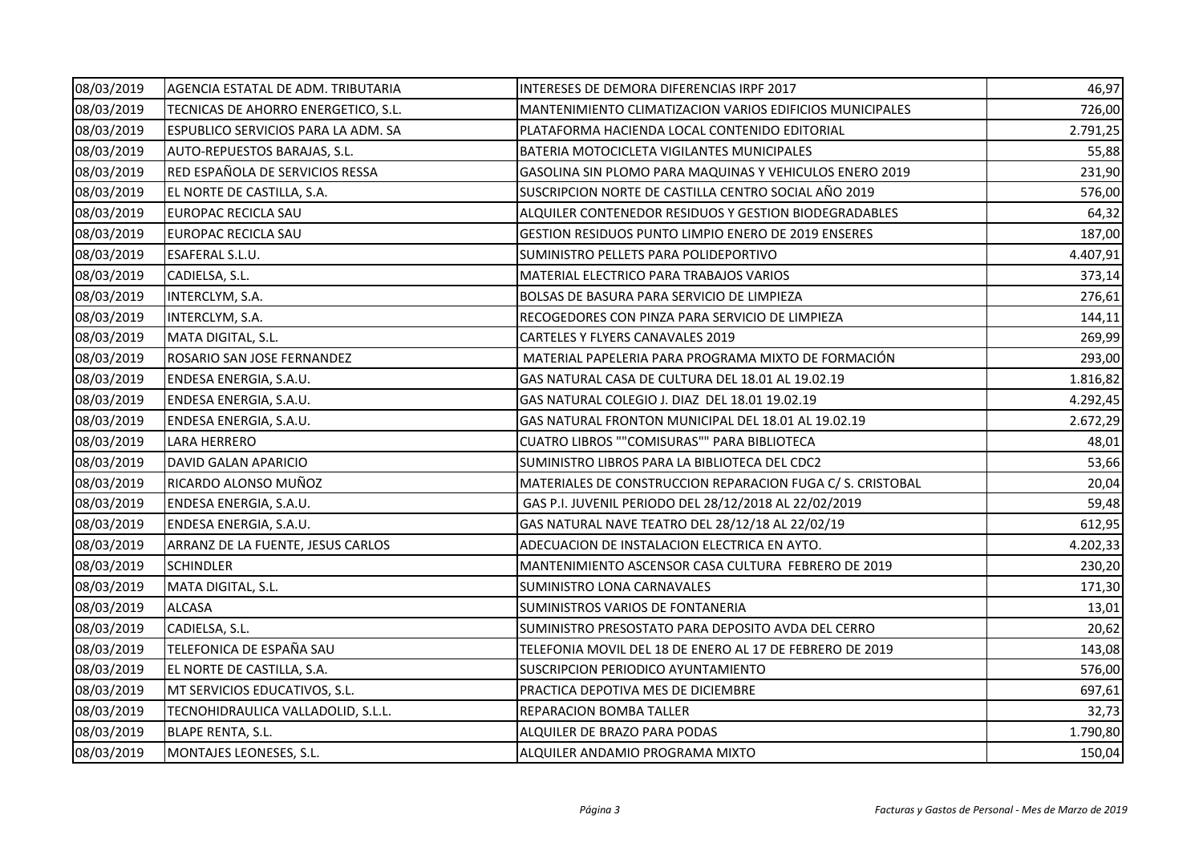| | | | |
|---|---|---|---|
| 08/03/2019 | AGENCIA ESTATAL DE ADM. TRIBUTARIA | INTERESES DE DEMORA DIFERENCIAS IRPF 2017 | 46,97 |
| 08/03/2019 | TECNICAS DE AHORRO ENERGETICO, S.L. | MANTENIMIENTO CLIMATIZACION VARIOS EDIFICIOS MUNICIPALES | 726,00 |
| 08/03/2019 | ESPUBLICO SERVICIOS PARA LA ADM. SA | PLATAFORMA HACIENDA LOCAL CONTENIDO EDITORIAL | 2.791,25 |
| 08/03/2019 | AUTO-REPUESTOS BARAJAS, S.L. | BATERIA MOTOCICLETA VIGILANTES MUNICIPALES | 55,88 |
| 08/03/2019 | RED ESPAÑOLA DE SERVICIOS RESSA | GASOLINA SIN PLOMO PARA MAQUINAS Y VEHICULOS ENERO 2019 | 231,90 |
| 08/03/2019 | EL NORTE DE CASTILLA, S.A. | SUSCRIPCION NORTE DE CASTILLA CENTRO SOCIAL AÑO 2019 | 576,00 |
| 08/03/2019 | EUROPAC RECICLA SAU | ALQUILER CONTENEDOR RESIDUOS Y GESTION BIODEGRADABLES | 64,32 |
| 08/03/2019 | EUROPAC RECICLA SAU | GESTION RESIDUOS PUNTO LIMPIO ENERO DE 2019 ENSERES | 187,00 |
| 08/03/2019 | ESAFERAL S.L.U. | SUMINISTRO PELLETS PARA POLIDEPORTIVO | 4.407,91 |
| 08/03/2019 | CADIELSA, S.L. | MATERIAL ELECTRICO PARA TRABAJOS VARIOS | 373,14 |
| 08/03/2019 | INTERCLYM, S.A. | BOLSAS DE BASURA PARA SERVICIO DE LIMPIEZA | 276,61 |
| 08/03/2019 | INTERCLYM, S.A. | RECOGEDORES CON PINZA PARA SERVICIO DE LIMPIEZA | 144,11 |
| 08/03/2019 | MATA DIGITAL, S.L. | CARTELES Y FLYERS CANAVALES 2019 | 269,99 |
| 08/03/2019 | ROSARIO SAN JOSE FERNANDEZ | MATERIAL PAPELERIA PARA PROGRAMA MIXTO DE FORMACIÓN | 293,00 |
| 08/03/2019 | ENDESA ENERGIA, S.A.U. | GAS NATURAL CASA DE CULTURA DEL 18.01 AL 19.02.19 | 1.816,82 |
| 08/03/2019 | ENDESA ENERGIA, S.A.U. | GAS NATURAL COLEGIO J. DIAZ DEL 18.01 19.02.19 | 4.292,45 |
| 08/03/2019 | ENDESA ENERGIA, S.A.U. | GAS NATURAL FRONTON MUNICIPAL DEL 18.01 AL 19.02.19 | 2.672,29 |
| 08/03/2019 | LARA HERRERO | CUATRO LIBROS ""COMISURAS"" PARA BIBLIOTECA | 48,01 |
| 08/03/2019 | DAVID GALAN APARICIO | SUMINISTRO LIBROS PARA LA BIBLIOTECA DEL CDC2 | 53,66 |
| 08/03/2019 | RICARDO ALONSO MUÑOZ | MATERIALES DE CONSTRUCCION REPARACION FUGA C/ S. CRISTOBAL | 20,04 |
| 08/03/2019 | ENDESA ENERGIA, S.A.U. | GAS P.I. JUVENIL PERIODO DEL 28/12/2018 AL 22/02/2019 | 59,48 |
| 08/03/2019 | ENDESA ENERGIA, S.A.U. | GAS NATURAL NAVE TEATRO DEL 28/12/18 AL 22/02/19 | 612,95 |
| 08/03/2019 | ARRANZ DE LA FUENTE, JESUS CARLOS | ADECUACION DE INSTALACION ELECTRICA EN AYTO. | 4.202,33 |
| 08/03/2019 | SCHINDLER | MANTENIMIENTO ASCENSOR CASA CULTURA FEBRERO DE 2019 | 230,20 |
| 08/03/2019 | MATA DIGITAL, S.L. | SUMINISTRO LONA CARNAVALES | 171,30 |
| 08/03/2019 | ALCASA | SUMINISTROS VARIOS DE FONTANERIA | 13,01 |
| 08/03/2019 | CADIELSA, S.L. | SUMINISTRO PRESOSTATO PARA DEPOSITO AVDA DEL CERRO | 20,62 |
| 08/03/2019 | TELEFONICA DE ESPAÑA SAU | TELEFONIA MOVIL DEL 18 DE ENERO AL 17 DE FEBRERO DE 2019 | 143,08 |
| 08/03/2019 | EL NORTE DE CASTILLA, S.A. | SUSCRIPCION PERIODICO AYUNTAMIENTO | 576,00 |
| 08/03/2019 | MT SERVICIOS EDUCATIVOS, S.L. | PRACTICA DEPOTIVA MES DE DICIEMBRE | 697,61 |
| 08/03/2019 | TECNOHIDRAULICA VALLADOLID, S.L.L. | REPARACION BOMBA TALLER | 32,73 |
| 08/03/2019 | BLAPE RENTA, S.L. | ALQUILER DE BRAZO PARA PODAS | 1.790,80 |
| 08/03/2019 | MONTAJES LEONESES, S.L. | ALQUILER ANDAMIO PROGRAMA MIXTO | 150,04 |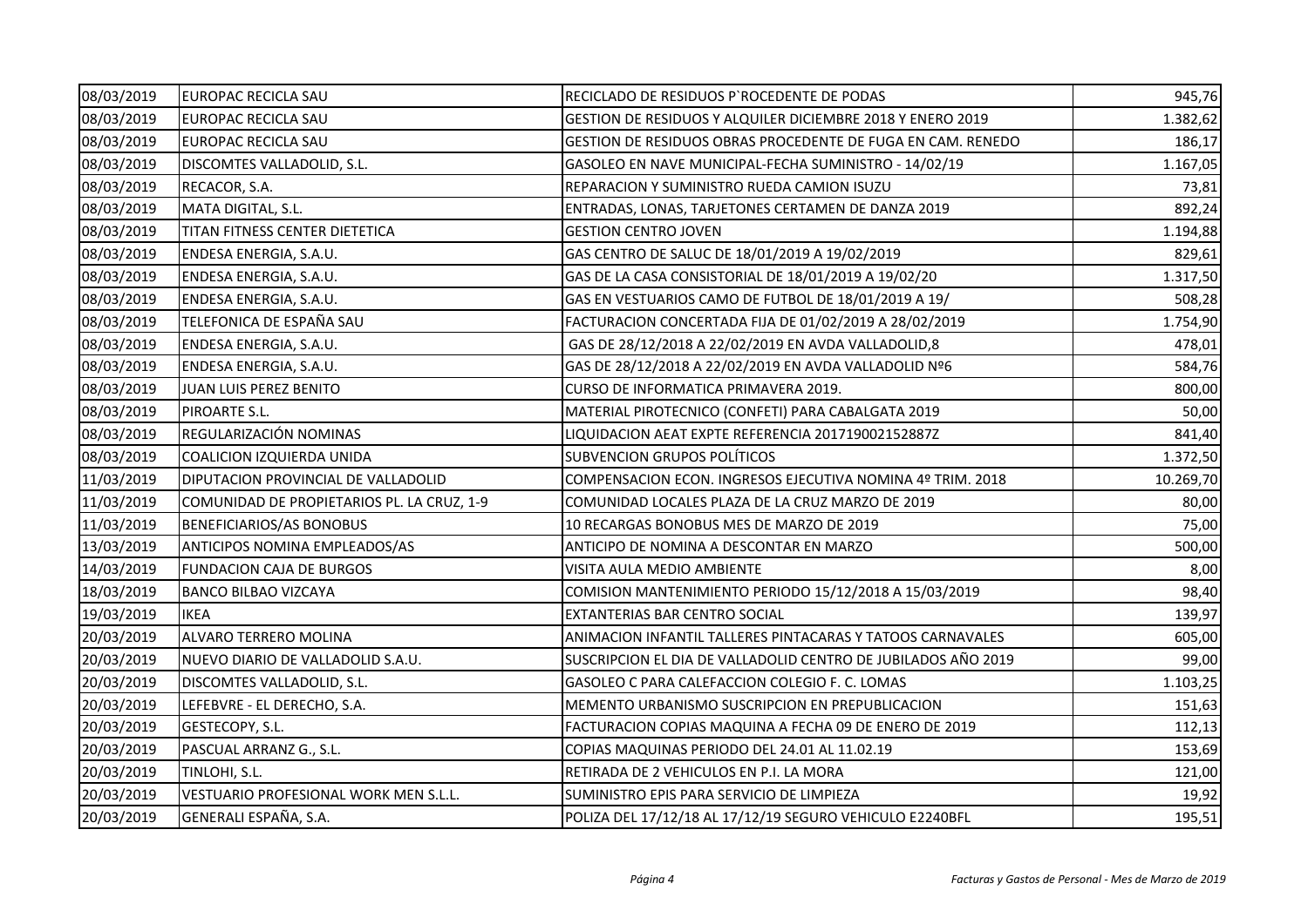| | | | |
|---|---|---|---|
| 08/03/2019 | EUROPAC RECICLA SAU | RECICLADO DE RESIDUOS P`ROCEDENTE DE PODAS | 945,76 |
| 08/03/2019 | EUROPAC RECICLA SAU | GESTION DE RESIDUOS Y ALQUILER DICIEMBRE 2018 Y ENERO 2019 | 1.382,62 |
| 08/03/2019 | EUROPAC RECICLA SAU | GESTION DE RESIDUOS OBRAS PROCEDENTE DE FUGA EN CAM. RENEDO | 186,17 |
| 08/03/2019 | DISCOMTES VALLADOLID, S.L. | GASOLEO EN NAVE MUNICIPAL-FECHA SUMINISTRO - 14/02/19 | 1.167,05 |
| 08/03/2019 | RECACOR, S.A. | REPARACION Y SUMINISTRO RUEDA CAMION ISUZU | 73,81 |
| 08/03/2019 | MATA DIGITAL, S.L. | ENTRADAS, LONAS, TARJETONES CERTAMEN DE DANZA 2019 | 892,24 |
| 08/03/2019 | TITAN FITNESS CENTER DIETETICA | GESTION CENTRO JOVEN | 1.194,88 |
| 08/03/2019 | ENDESA ENERGIA, S.A.U. | GAS CENTRO DE SALUC DE 18/01/2019 A 19/02/2019 | 829,61 |
| 08/03/2019 | ENDESA ENERGIA, S.A.U. | GAS DE LA CASA CONSISTORIAL DE 18/01/2019 A 19/02/20 | 1.317,50 |
| 08/03/2019 | ENDESA ENERGIA, S.A.U. | GAS EN VESTUARIOS CAMO DE FUTBOL DE 18/01/2019 A 19/ | 508,28 |
| 08/03/2019 | TELEFONICA DE ESPAÑA SAU | FACTURACION CONCERTADA FIJA DE 01/02/2019 A 28/02/2019 | 1.754,90 |
| 08/03/2019 | ENDESA ENERGIA, S.A.U. | GAS DE 28/12/2018 A 22/02/2019 EN AVDA VALLADOLID,8 | 478,01 |
| 08/03/2019 | ENDESA ENERGIA, S.A.U. | GAS DE 28/12/2018 A 22/02/2019 EN AVDA VALLADOLID Nº6 | 584,76 |
| 08/03/2019 | JUAN LUIS PEREZ BENITO | CURSO DE INFORMATICA PRIMAVERA 2019. | 800,00 |
| 08/03/2019 | PIROARTE S.L. | MATERIAL PIROTECNICO (CONFETI) PARA CABALGATA 2019 | 50,00 |
| 08/03/2019 | REGULARIZACIÓN NOMINAS | LIQUIDACION AEAT EXPTE REFERENCIA 201719002152887Z | 841,40 |
| 08/03/2019 | COALICION IZQUIERDA UNIDA | SUBVENCION GRUPOS POLÍTICOS | 1.372,50 |
| 11/03/2019 | DIPUTACION PROVINCIAL DE VALLADOLID | COMPENSACION ECON. INGRESOS EJECUTIVA NOMINA 4º TRIM. 2018 | 10.269,70 |
| 11/03/2019 | COMUNIDAD DE PROPIETARIOS PL. LA CRUZ, 1-9 | COMUNIDAD LOCALES PLAZA DE LA CRUZ MARZO DE 2019 | 80,00 |
| 11/03/2019 | BENEFICIARIOS/AS BONOBUS | 10 RECARGAS BONOBUS MES DE MARZO DE 2019 | 75,00 |
| 13/03/2019 | ANTICIPOS NOMINA EMPLEADOS/AS | ANTICIPO DE NOMINA A DESCONTAR EN MARZO | 500,00 |
| 14/03/2019 | FUNDACION CAJA DE BURGOS | VISITA AULA MEDIO AMBIENTE | 8,00 |
| 18/03/2019 | BANCO BILBAO VIZCAYA | COMISION MANTENIMIENTO PERIODO 15/12/2018 A 15/03/2019 | 98,40 |
| 19/03/2019 | IKEA | EXTANTERIAS BAR CENTRO SOCIAL | 139,97 |
| 20/03/2019 | ALVARO TERRERO MOLINA | ANIMACION INFANTIL TALLERES PINTACARAS Y TATOOS CARNAVALES | 605,00 |
| 20/03/2019 | NUEVO DIARIO DE VALLADOLID S.A.U. | SUSCRIPCION EL DIA DE VALLADOLID CENTRO DE JUBILADOS AÑO 2019 | 99,00 |
| 20/03/2019 | DISCOMTES VALLADOLID, S.L. | GASOLEO C PARA CALEFACCION COLEGIO F. C. LOMAS | 1.103,25 |
| 20/03/2019 | LEFEBVRE - EL DERECHO, S.A. | MEMENTO URBANISMO SUSCRIPCION EN PREPUBLICACION | 151,63 |
| 20/03/2019 | GESTECOPY, S.L. | FACTURACION COPIAS MAQUINA A FECHA 09 DE ENERO DE 2019 | 112,13 |
| 20/03/2019 | PASCUAL ARRANZ G., S.L. | COPIAS MAQUINAS PERIODO DEL 24.01 AL 11.02.19 | 153,69 |
| 20/03/2019 | TINLOHI, S.L. | RETIRADA DE 2 VEHICULOS EN P.I. LA MORA | 121,00 |
| 20/03/2019 | VESTUARIO PROFESIONAL WORK MEN S.L.L. | SUMINISTRO EPIS PARA SERVICIO DE LIMPIEZA | 19,92 |
| 20/03/2019 | GENERALI ESPAÑA, S.A. | POLIZA DEL 17/12/18 AL 17/12/19 SEGURO VEHICULO E2240BFL | 195,51 |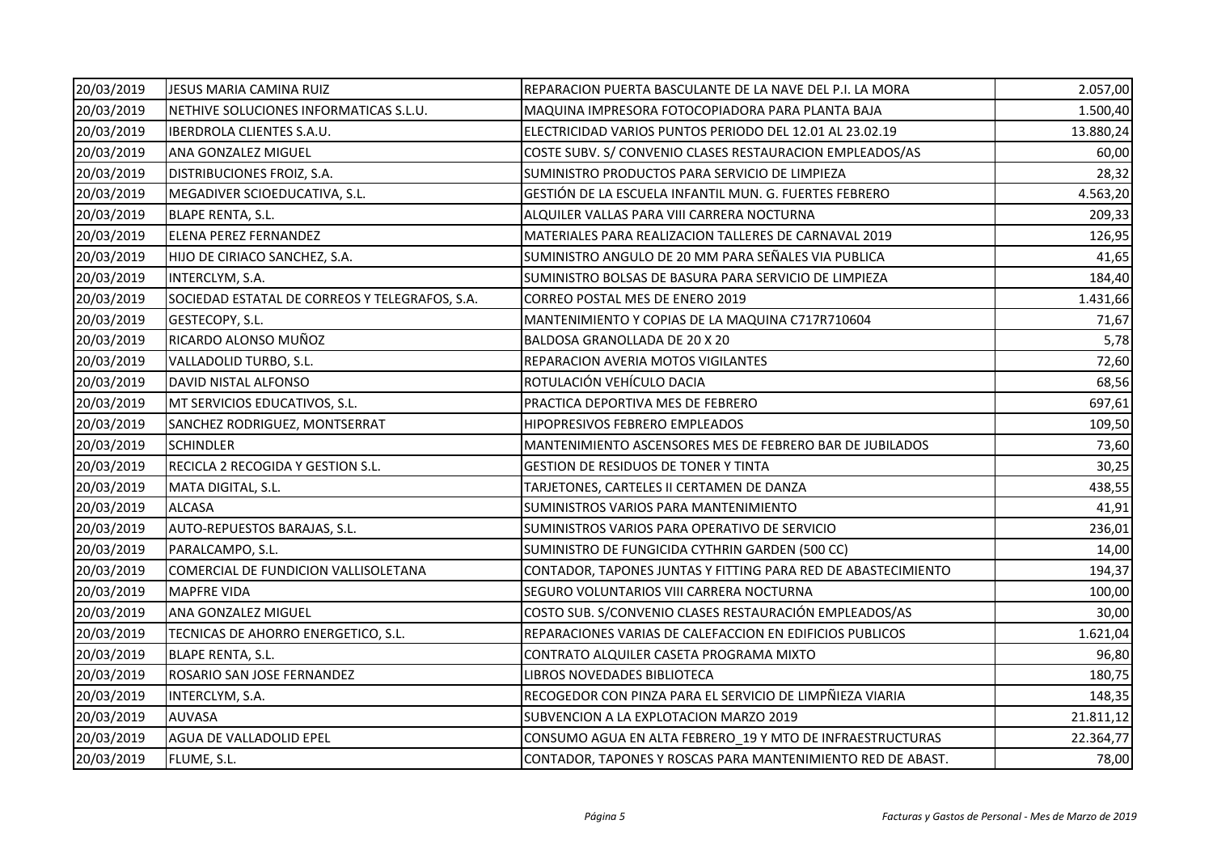| | | | |
|---|---|---|---|
| 20/03/2019 | JESUS MARIA CAMINA RUIZ | REPARACION PUERTA BASCULANTE DE LA NAVE DEL P.I. LA MORA | 2.057,00 |
| 20/03/2019 | NETHIVE SOLUCIONES INFORMATICAS S.L.U. | MAQUINA IMPRESORA FOTOCOPIADORA PARA PLANTA BAJA | 1.500,40 |
| 20/03/2019 | IBERDROLA CLIENTES S.A.U. | ELECTRICIDAD VARIOS PUNTOS PERIODO DEL 12.01 AL 23.02.19 | 13.880,24 |
| 20/03/2019 | ANA GONZALEZ MIGUEL | COSTE SUBV. S/ CONVENIO CLASES RESTAURACION EMPLEADOS/AS | 60,00 |
| 20/03/2019 | DISTRIBUCIONES FROIZ, S.A. | SUMINISTRO PRODUCTOS PARA SERVICIO DE LIMPIEZA | 28,32 |
| 20/03/2019 | MEGADIVER SCIOEDUCATIVA, S.L. | GESTIÓN DE LA ESCUELA INFANTIL MUN. G. FUERTES FEBRERO | 4.563,20 |
| 20/03/2019 | BLAPE RENTA, S.L. | ALQUILER VALLAS PARA VIII CARRERA NOCTURNA | 209,33 |
| 20/03/2019 | ELENA PEREZ FERNANDEZ | MATERIALES PARA REALIZACION TALLERES DE CARNAVAL 2019 | 126,95 |
| 20/03/2019 | HIJO DE CIRIACO SANCHEZ, S.A. | SUMINISTRO ANGULO DE 20 MM PARA SEÑALES VIA PUBLICA | 41,65 |
| 20/03/2019 | INTERCLYM, S.A. | SUMINISTRO BOLSAS DE BASURA PARA SERVICIO DE LIMPIEZA | 184,40 |
| 20/03/2019 | SOCIEDAD ESTATAL DE CORREOS Y TELEGRAFOS, S.A. | CORREO POSTAL MES DE ENERO 2019 | 1.431,66 |
| 20/03/2019 | GESTECOPY, S.L. | MANTENIMIENTO Y COPIAS DE LA MAQUINA C717R710604 | 71,67 |
| 20/03/2019 | RICARDO ALONSO MUÑOZ | BALDOSA GRANOLLADA DE 20 X 20 | 5,78 |
| 20/03/2019 | VALLADOLID TURBO, S.L. | REPARACION AVERIA MOTOS VIGILANTES | 72,60 |
| 20/03/2019 | DAVID NISTAL ALFONSO | ROTULACIÓN VEHÍCULO DACIA | 68,56 |
| 20/03/2019 | MT SERVICIOS EDUCATIVOS, S.L. | PRACTICA DEPORTIVA MES DE FEBRERO | 697,61 |
| 20/03/2019 | SANCHEZ RODRIGUEZ, MONTSERRAT | HIPOPRESIVOS FEBRERO EMPLEADOS | 109,50 |
| 20/03/2019 | SCHINDLER | MANTENIMIENTO ASCENSORES MES DE FEBRERO BAR DE JUBILADOS | 73,60 |
| 20/03/2019 | RECICLA 2 RECOGIDA Y GESTION S.L. | GESTION DE RESIDUOS DE TONER Y TINTA | 30,25 |
| 20/03/2019 | MATA DIGITAL, S.L. | TARJETONES, CARTELES II CERTAMEN DE DANZA | 438,55 |
| 20/03/2019 | ALCASA | SUMINISTROS VARIOS PARA MANTENIMIENTO | 41,91 |
| 20/03/2019 | AUTO-REPUESTOS BARAJAS, S.L. | SUMINISTROS VARIOS PARA OPERATIVO DE SERVICIO | 236,01 |
| 20/03/2019 | PARALCAMPO, S.L. | SUMINISTRO DE FUNGICIDA CYTHRIN GARDEN (500 CC) | 14,00 |
| 20/03/2019 | COMERCIAL DE FUNDICION VALLISOLETANA | CONTADOR, TAPONES JUNTAS Y FITTING PARA RED DE ABASTECIMIENTO | 194,37 |
| 20/03/2019 | MAPFRE VIDA | SEGURO VOLUNTARIOS VIII CARRERA NOCTURNA | 100,00 |
| 20/03/2019 | ANA GONZALEZ MIGUEL | COSTO SUB. S/CONVENIO CLASES RESTAURACIÓN EMPLEADOS/AS | 30,00 |
| 20/03/2019 | TECNICAS DE AHORRO ENERGETICO, S.L. | REPARACIONES VARIAS DE CALEFACCION EN EDIFICIOS PUBLICOS | 1.621,04 |
| 20/03/2019 | BLAPE RENTA, S.L. | CONTRATO ALQUILER CASETA PROGRAMA MIXTO | 96,80 |
| 20/03/2019 | ROSARIO SAN JOSE FERNANDEZ | LIBROS NOVEDADES BIBLIOTECA | 180,75 |
| 20/03/2019 | INTERCLYM, S.A. | RECOGEDOR CON PINZA PARA EL SERVICIO DE LIMPÑIEZA VIARIA | 148,35 |
| 20/03/2019 | AUVASA | SUBVENCION A LA EXPLOTACION MARZO 2019 | 21.811,12 |
| 20/03/2019 | AGUA DE VALLADOLID EPEL | CONSUMO AGUA EN ALTA FEBRERO_19 Y MTO DE INFRAESTRUCTURAS | 22.364,77 |
| 20/03/2019 | FLUME, S.L. | CONTADOR, TAPONES Y ROSCAS PARA MANTENIMIENTO RED DE ABAST. | 78,00 |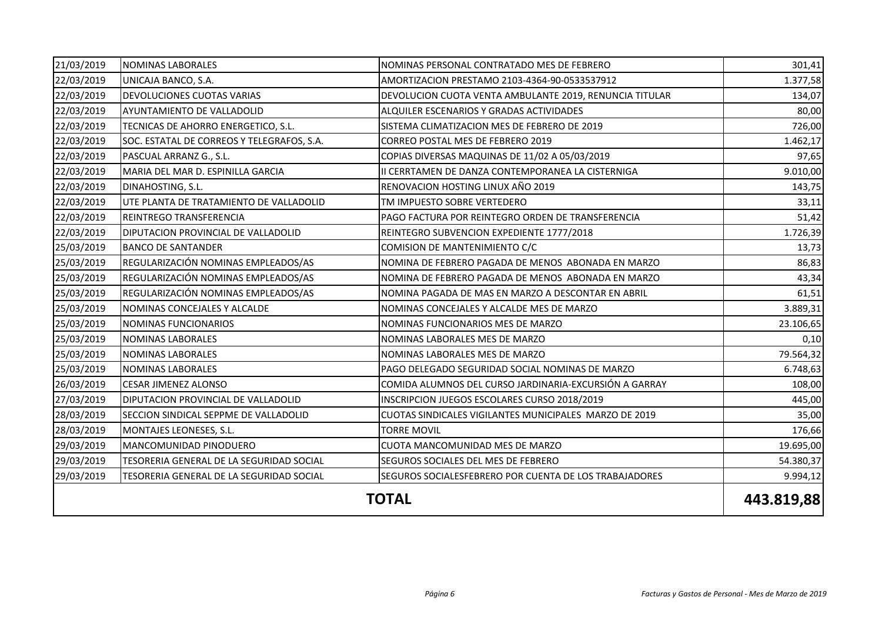| | | | |
|---|---|---|---|
| 21/03/2019 | NOMINAS LABORALES | NOMINAS PERSONAL CONTRATADO MES DE FEBRERO | 301,41 |
| 22/03/2019 | UNICAJA BANCO, S.A. | AMORTIZACION PRESTAMO 2103-4364-90-0533537912 | 1.377,58 |
| 22/03/2019 | DEVOLUCIONES CUOTAS VARIAS | DEVOLUCION CUOTA VENTA AMBULANTE 2019, RENUNCIA TITULAR | 134,07 |
| 22/03/2019 | AYUNTAMIENTO DE VALLADOLID | ALQUILER ESCENARIOS Y GRADAS ACTIVIDADES | 80,00 |
| 22/03/2019 | TECNICAS DE AHORRO ENERGETICO, S.L. | SISTEMA CLIMATIZACION MES DE FEBRERO DE 2019 | 726,00 |
| 22/03/2019 | SOC. ESTATAL DE CORREOS Y TELEGRAFOS, S.A. | CORREO POSTAL MES DE FEBRERO 2019 | 1.462,17 |
| 22/03/2019 | PASCUAL ARRANZ G., S.L. | COPIAS DIVERSAS MAQUINAS DE 11/02 A 05/03/2019 | 97,65 |
| 22/03/2019 | MARIA DEL MAR D. ESPINILLA GARCIA | II CERRTAMEN DE DANZA CONTEMPORANEA LA CISTERNIGA | 9.010,00 |
| 22/03/2019 | DINAHOSTING, S.L. | RENOVACION HOSTING LINUX AÑO 2019 | 143,75 |
| 22/03/2019 | UTE PLANTA DE TRATAMIENTO DE VALLADOLID | TM IMPUESTO SOBRE VERTEDERO | 33,11 |
| 22/03/2019 | REINTREGO TRANSFERENCIA | PAGO FACTURA POR REINTEGRO ORDEN DE TRANSFERENCIA | 51,42 |
| 22/03/2019 | DIPUTACION PROVINCIAL DE VALLADOLID | REINTEGRO SUBVENCION EXPEDIENTE 1777/2018 | 1.726,39 |
| 25/03/2019 | BANCO DE SANTANDER | COMISION DE MANTENIMIENTO C/C | 13,73 |
| 25/03/2019 | REGULARIZACIÓN NOMINAS EMPLEADOS/AS | NOMINA DE FEBRERO PAGADA DE MENOS ABONADA EN MARZO | 86,83 |
| 25/03/2019 | REGULARIZACIÓN NOMINAS EMPLEADOS/AS | NOMINA DE FEBRERO PAGADA DE MENOS ABONADA EN MARZO | 43,34 |
| 25/03/2019 | REGULARIZACIÓN NOMINAS EMPLEADOS/AS | NOMINA PAGADA DE MAS EN MARZO A DESCONTAR EN ABRIL | 61,51 |
| 25/03/2019 | NOMINAS CONCEJALES Y ALCALDE | NOMINAS CONCEJALES Y ALCALDE MES DE MARZO | 3.889,31 |
| 25/03/2019 | NOMINAS FUNCIONARIOS | NOMINAS FUNCIONARIOS MES DE MARZO | 23.106,65 |
| 25/03/2019 | NOMINAS LABORALES | NOMINAS LABORALES MES DE MARZO | 0,10 |
| 25/03/2019 | NOMINAS LABORALES | NOMINAS LABORALES MES DE MARZO | 79.564,32 |
| 25/03/2019 | NOMINAS LABORALES | PAGO DELEGADO SEGURIDAD SOCIAL NOMINAS DE MARZO | 6.748,63 |
| 26/03/2019 | CESAR JIMENEZ ALONSO | COMIDA ALUMNOS DEL CURSO JARDINARIA-EXCURSIÓN A GARRAY | 108,00 |
| 27/03/2019 | DIPUTACION PROVINCIAL DE VALLADOLID | INSCRIPCION JUEGOS ESCOLARES CURSO 2018/2019 | 445,00 |
| 28/03/2019 | SECCION SINDICAL SEPPME DE VALLADOLID | CUOTAS SINDICALES VIGILANTES MUNICIPALES MARZO DE 2019 | 35,00 |
| 28/03/2019 | MONTAJES LEONESES, S.L. | TORRE MOVIL | 176,66 |
| 29/03/2019 | MANCOMUNIDAD PINODUERO | CUOTA MANCOMUNIDAD MES DE MARZO | 19.695,00 |
| 29/03/2019 | TESORERIA GENERAL DE LA SEGURIDAD SOCIAL | SEGUROS SOCIALES DEL MES DE FEBRERO | 54.380,37 |
| 29/03/2019 | TESORERIA GENERAL DE LA SEGURIDAD SOCIAL | SEGUROS SOCIALESFEBRERO POR CUENTA DE LOS TRABAJADORES | 9.994,12 |
| **TOTAL** | | | **443.819,88** |